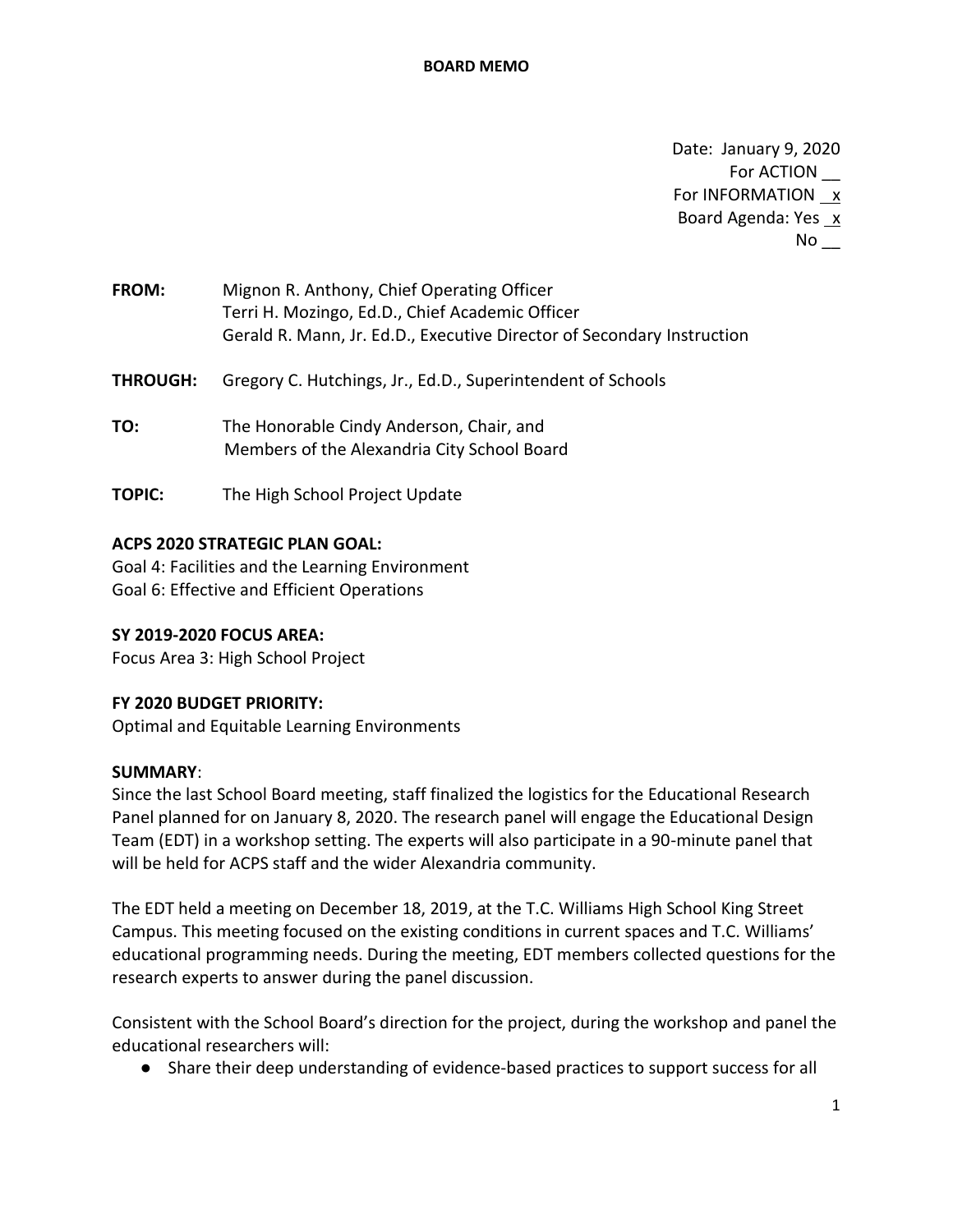# BOARD MEMO

Date: January 9, 2020
For ACTION __
For INFORMATION _x
Board Agenda: Yes _x
No __

**FROM:** Mignon R. Anthony, Chief Operating Officer
Terri H. Mozingo, Ed.D., Chief Academic Officer
Gerald R. Mann, Jr. Ed.D., Executive Director of Secondary Instruction

**THROUGH:** Gregory C. Hutchings, Jr., Ed.D., Superintendent of Schools

**TO:** The Honorable Cindy Anderson, Chair, and
Members of the Alexandria City School Board

**TOPIC:** The High School Project Update

**ACPS 2020 STRATEGIC PLAN GOAL:**
Goal 4: Facilities and the Learning Environment
Goal 6: Effective and Efficient Operations

**SY 2019-2020 FOCUS AREA:**
Focus Area 3: High School Project

**FY 2020 BUDGET PRIORITY:**
Optimal and Equitable Learning Environments

**SUMMARY**:
Since the last School Board meeting, staff finalized the logistics for the Educational Research Panel planned for on January 8, 2020. The research panel will engage the Educational Design Team (EDT) in a workshop setting. The experts will also participate in a 90-minute panel that will be held for ACPS staff and the wider Alexandria community.

The EDT held a meeting on December 18, 2019, at the T.C. Williams High School King Street Campus. This meeting focused on the existing conditions in current spaces and T.C. Williams' educational programming needs. During the meeting, EDT members collected questions for the research experts to answer during the panel discussion.

Consistent with the School Board's direction for the project, during the workshop and panel the educational researchers will:

- Share their deep understanding of evidence-based practices to support success for all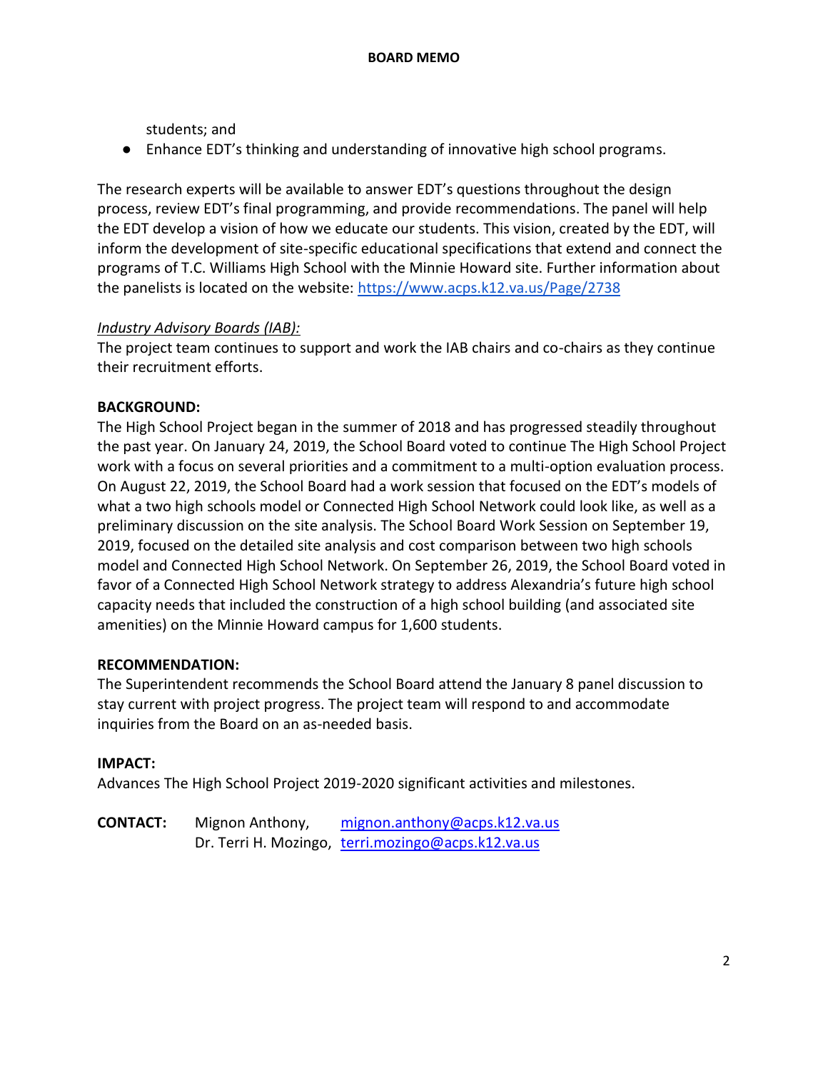students; and

- Enhance EDT's thinking and understanding of innovative high school programs.

The research experts will be available to answer EDT's questions throughout the design process, review EDT's final programming, and provide recommendations. The panel will help the EDT develop a vision of how we educate our students. This vision, created by the EDT, will inform the development of site-specific educational specifications that extend and connect the programs of T.C. Williams High School with the Minnie Howard site. Further information about the panelists is located on the website: https://www.acps.k12.va.us/Page/2738

*Industry Advisory Boards (IAB):*

The project team continues to support and work the IAB chairs and co-chairs as they continue their recruitment efforts.

**BACKGROUND:**

The High School Project began in the summer of 2018 and has progressed steadily throughout the past year. On January 24, 2019, the School Board voted to continue The High School Project work with a focus on several priorities and a commitment to a multi-option evaluation process. On August 22, 2019, the School Board had a work session that focused on the EDT's models of what a two high schools model or Connected High School Network could look like, as well as a preliminary discussion on the site analysis. The School Board Work Session on September 19, 2019, focused on the detailed site analysis and cost comparison between two high schools model and Connected High School Network. On September 26, 2019, the School Board voted in favor of a Connected High School Network strategy to address Alexandria's future high school capacity needs that included the construction of a high school building (and associated site amenities) on the Minnie Howard campus for 1,600 students.

**RECOMMENDATION:**

The Superintendent recommends the School Board attend the January 8 panel discussion to stay current with project progress. The project team will respond to and accommodate inquiries from the Board on an as-needed basis.

**IMPACT:**

Advances The High School Project 2019-2020 significant activities and milestones.

**CONTACT:** Mignon Anthony, mignon.anthony@acps.k12.va.us
Dr. Terri H. Mozingo, terri.mozingo@acps.k12.va.us